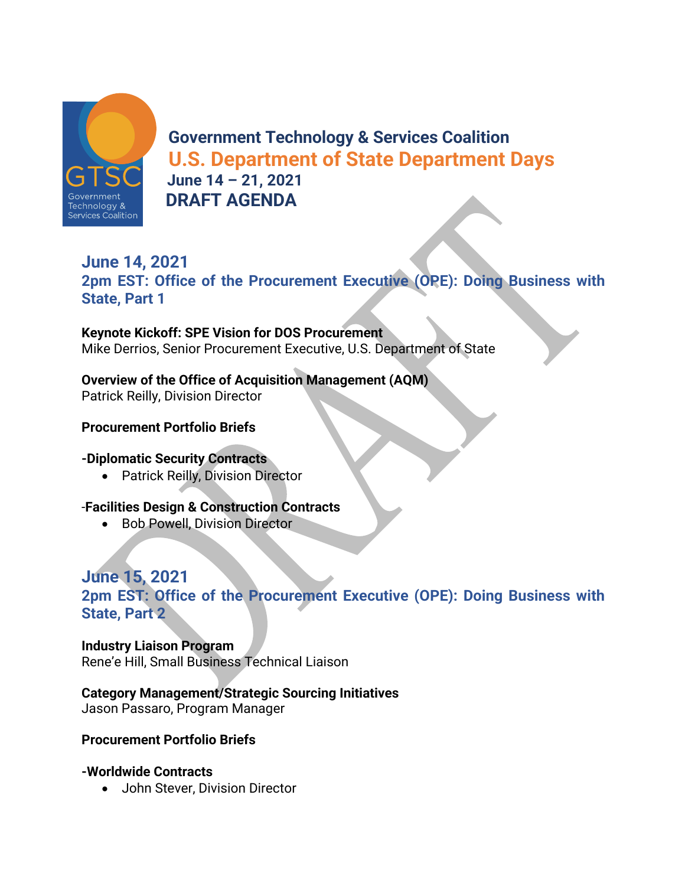# Government Technology & Services Coalition

## U.S. Department of State Department Days

**June 14 – 21, 2021**

**DRAFT AGENDA**

## June 14, 2021

### 2pm EST: Office of the Procurement Executive (OPE): Doing Business with State, Part 1

**Keynote Kickoff: SPE Vision for DOS Procurement**
Mike Derrios, Senior Procurement Executive, U.S. Department of State

**Overview of the Office of Acquisition Management (AQM)**
Patrick Reilly, Division Director

**Procurement Portfolio Briefs**

**-Diplomatic Security Contracts**

- Patrick Reilly, Division Director

-**Facilities Design & Construction Contracts**

- Bob Powell, Division Director

## June 15, 2021

### 2pm EST: Office of the Procurement Executive (OPE): Doing Business with State, Part 2

**Industry Liaison Program**
Rene'e Hill, Small Business Technical Liaison

**Category Management/Strategic Sourcing Initiatives**
Jason Passaro, Program Manager

**Procurement Portfolio Briefs**

**-Worldwide Contracts**

- John Stever, Division Director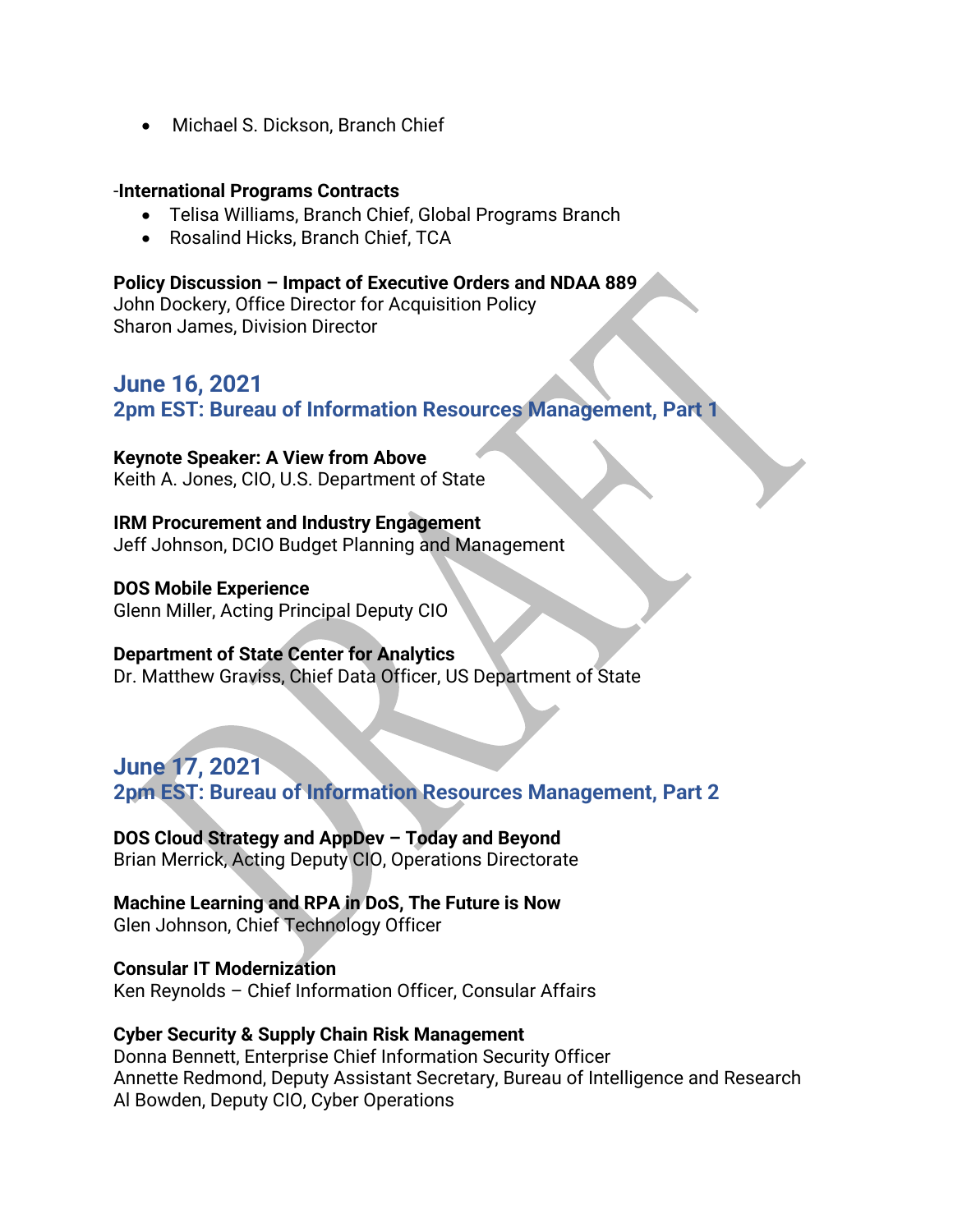- Michael S. Dickson, Branch Chief

-**International Programs Contracts**

- Telisa Williams, Branch Chief, Global Programs Branch
- Rosalind Hicks, Branch Chief, TCA

**Policy Discussion – Impact of Executive Orders and NDAA 889**
John Dockery, Office Director for Acquisition Policy
Sharon James, Division Director

## June 16, 2021
## 2pm EST: Bureau of Information Resources Management, Part 1

**Keynote Speaker: A View from Above**
Keith A. Jones, CIO, U.S. Department of State

**IRM Procurement and Industry Engagement**
Jeff Johnson, DCIO Budget Planning and Management

**DOS Mobile Experience**
Glenn Miller, Acting Principal Deputy CIO

**Department of State Center for Analytics**
Dr. Matthew Graviss, Chief Data Officer, US Department of State

## June 17, 2021
## 2pm EST: Bureau of Information Resources Management, Part 2

**DOS Cloud Strategy and AppDev – Today and Beyond**
Brian Merrick, Acting Deputy CIO, Operations Directorate

**Machine Learning and RPA in DoS, The Future is Now**
Glen Johnson, Chief Technology Officer

**Consular IT Modernization**
Ken Reynolds – Chief Information Officer, Consular Affairs

**Cyber Security & Supply Chain Risk Management**
Donna Bennett, Enterprise Chief Information Security Officer
Annette Redmond, Deputy Assistant Secretary, Bureau of Intelligence and Research
Al Bowden, Deputy CIO, Cyber Operations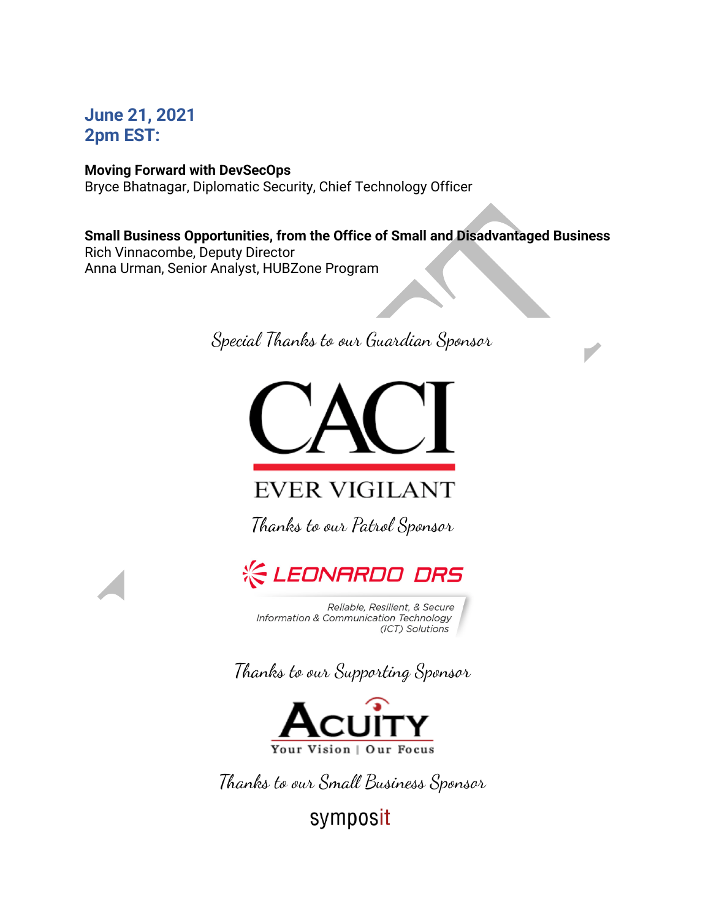## June 21, 2021
## 2pm EST:

**Moving Forward with DevSecOps**
Bryce Bhatnagar, Diplomatic Security, Chief Technology Officer

**Small Business Opportunities, from the Office of Small and Disadvantaged Business**
Rich Vinnacombe, Deputy Director
Anna Urman, Senior Analyst, HUBZone Program

*Special Thanks to our Guardian Sponsor*

CACI
EVER VIGILANT

*Thanks to our Patrol Sponsor*

LEONARDO DRS
Reliable, Resilient, & Secure Information & Communication Technology (ICT) Solutions

*Thanks to our Supporting Sponsor*

ACUITY
Your Vision | Our Focus

*Thanks to our Small Business Sponsor*

symposit